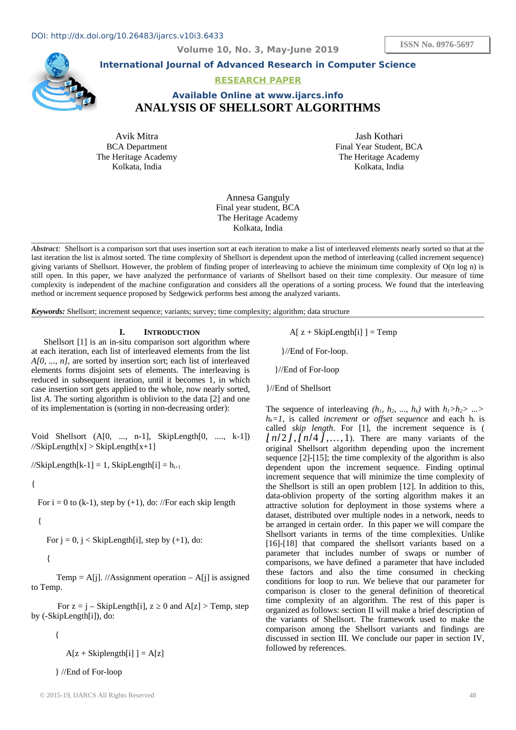DOI: http://dx.doi.org/10.26483/ijarcs.v10i3.6433

ISSN No. 0976-5697

**International Journal of Advanced Research in Computer Science**

**RESEARCH PAPER**

**Available Online at www.ijarcs.info**

# ANALYSIS OF SHELLSORT ALGORITHMS

Avik Mitra
BCA Department
The Heritage Academy
Kolkata, India

Jash Kothari
Final Year Student, BCA
The Heritage Academy
Kolkata, India

Annesa Ganguly
Final year student, BCA
The Heritage Academy
Kolkata, India

*Abstract:* Shellsort is a comparison sort that uses insertion sort at each iteration to make a list of interleaved elements nearly sorted so that at the last iteration the list is almost sorted. The time complexity of Shellsort is dependent upon the method of interleaving (called increment sequence) giving variants of Shellsort. However, the problem of finding proper of interleaving to achieve the minimum time complexity of O(n log n) is still open. In this paper, we have analyzed the performance of variants of Shellsort based on their time complexity. Our measure of time complexity is independent of the machine configuration and considers all the operations of a sorting process. We found that the interleaving method or increment sequence proposed by Sedgewick performs best among the analyzed variants.

***Keywords:*** Shellsort; increment sequence; variants; survey; time complexity; algorithm; data structure

## I. INTRODUCTION

Shellsort [1] is an in-situ comparison sort algorithm where at each iteration, each list of interleaved elements from the list *A[0, ..., n]*, are sorted by insertion sort; each list of interleaved elements forms disjoint sets of elements. The interleaving is reduced in subsequent iteration, until it becomes 1, in which case insertion sort gets applied to the whole, now nearly sorted, list *A*. The sorting algorithm is oblivion to the data [2] and one of its implementation is (sorting in non-decreasing order):

```
Void Shellsort (A[0, ..., n-1], SkipLength[0, ...., k-1])
//SkipLength[x] > SkipLength[x+1]

//SkipLength[k-1] = 1, SkipLength[i] = h_{i+1}

{

  For i = 0 to (k-1), step by (+1), do: //For each skip length

  {

    For j = 0, j < SkipLength[i], step by (+1), do:

    {

      Temp = A[j]. //Assignment operation – A[j] is assigned to Temp.

      For z = j – SkipLength[i], z ≥ 0 and A[z] > Temp, step by (-SkipLength[i]), do:

      {

        A[z + Skiplength[i] ] = A[z]

      } //End of For-loop

      A[ z + SkipLength[i] ] = Temp

    }//End of For-loop.

  }//End of For-loop

}//End of Shellsort
```

The sequence of interleaving *($h_1$, $h_2$, ..., $h_k$)* with $h_1 > h_2 > ... > h_k = 1$, is called *increment or offset sequence* and each $h_i$ is called *skip length*. For [1], the increment sequence is ($\lfloor n/2 \rfloor, \lfloor n/4 \rfloor, \ldots, 1$). There are many variants of the original Shellsort algorithm depending upon the increment sequence [2]-[15]; the time complexity of the algorithm is also dependent upon the increment sequence. Finding optimal increment sequence that will minimize the time complexity of the Shellsort is still an open problem [12]. In addition to this, data-oblivion property of the sorting algorithm makes it an attractive solution for deployment in those systems where a dataset, distributed over multiple nodes in a network, needs to be arranged in certain order. In this paper we will compare the Shellsort variants in terms of the time complexities. Unlike [16]-[18] that compared the shellsort variants based on a parameter that includes number of swaps or number of comparisons, we have defined a parameter that have included these factors and also the time consumed in checking conditions for loop to run. We believe that our parameter for comparison is closer to the general definition of theoretical time complexity of an algorithm. The rest of this paper is organized as follows: section II will make a brief description of the variants of Shellsort. The framework used to make the comparison among the Shellsort variants and findings are discussed in section III. We conclude our paper in section IV, followed by references.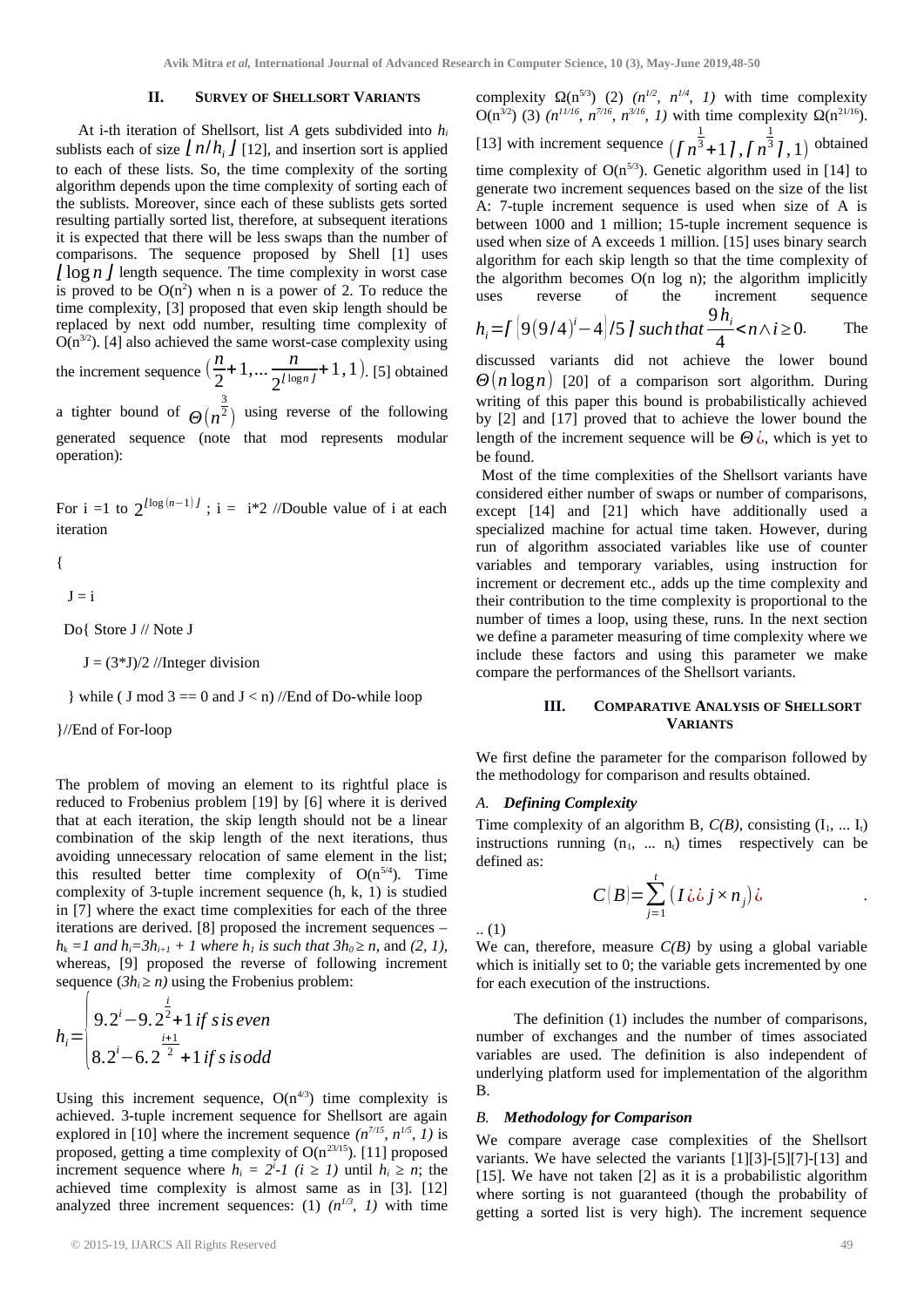## II. Survey of Shellsort Variants

At i-th iteration of Shellsort, list *A* gets subdivided into $h_i$ sublists each of size $\lfloor n/h_i \rfloor$ [12], and insertion sort is applied to each of these lists. So, the time complexity of the sorting algorithm depends upon the time complexity of sorting each of the sublists. Moreover, since each of these sublists gets sorted resulting partially sorted list, therefore, at subsequent iterations it is expected that there will be less swaps than the number of comparisons. The sequence proposed by Shell [1] uses $\lfloor \log n \rfloor$ length sequence. The time complexity in worst case is proved to be $O(n^2)$ when n is a power of 2. To reduce the time complexity, [3] proposed that even skip length should be replaced by next odd number, resulting time complexity of $O(n^{3/2})$. [4] also achieved the same worst-case complexity using the increment sequence $\left(\frac{n}{2}+1, \ldots \frac{n}{2^{\lfloor \log n \rfloor}}+1, 1\right)$. [5] obtained a tighter bound of $\Theta\left(n^{\frac{3}{2}}\right)$ using reverse of the following generated sequence (note that mod represents modular operation):

```
For i =1 to 2^⌊log(n−1)⌋ ; i = i*2 //Double value of i at each iteration

{

  J = i

  Do{ Store J // Note J

     J = (3*J)/2 //Integer division

  } while ( J mod 3 == 0 and J < n) //End of Do-while loop

}//End of For-loop
```

The problem of moving an element to its rightful place is reduced to Frobenius problem [19] by [6] where it is derived that at each iteration, the skip length should not be a linear combination of the skip length of the next iterations, thus avoiding unnecessary relocation of same element in the list; this resulted better time complexity of $O(n^{5/4})$. Time complexity of 3-tuple increment sequence (h, k, 1) is studied in [7] where the exact time complexities for each of the three iterations are derived. [8] proposed the increment sequences – $h_k = 1$ *and* $h_i = 3h_{i+1} + 1$ *where* $h_1$ *is such that* $3h_0 \geq n$, and *(2, 1)*, whereas, [9] proposed the reverse of following increment sequence $(3h_i \geq n)$ using the Frobenius problem:

$$h_i = \begin{cases} 9.2^i - 9.2^{\frac{i}{2}} + 1 \; if \; s \; is \; even \\ 8.2^i - 6.2^{\frac{i+1}{2}} + 1 \; if \; s \; is \; odd \end{cases}$$

Using this increment sequence, $O(n^{4/3})$ time complexity is achieved. 3-tuple increment sequence for Shellsort are again explored in [10] where the increment sequence $(n^{7/15}, n^{1/5}, 1)$ is proposed, getting a time complexity of $O(n^{23/15})$. [11] proposed increment sequence where $h_i = 2^i - 1$ $(i \geq 1)$ until $h_i \geq n$; the achieved time complexity is almost same as in [3]. [12] analyzed three increment sequences: (1) $(n^{1/3}, 1)$ with time complexity $\Omega(n^{5/3})$ (2) $(n^{1/2}, n^{1/4}, 1)$ with time complexity $O(n^{3/2})$ (3) $(n^{11/16}, n^{7/16}, n^{3/16}, 1)$ with time complexity $\Omega(n^{21/16})$. [13] with increment sequence $\left(\lceil n^{\frac{1}{3}}+1 \rceil, \lceil n^{\frac{1}{3}} \rceil, 1\right)$ obtained time complexity of $O(n^{5/3})$. Genetic algorithm used in [14] to generate two increment sequences based on the size of the list A: 7-tuple increment sequence is used when size of A is between 1000 and 1 million; 15-tuple increment sequence is used when size of A exceeds 1 million. [15] uses binary search algorithm for each skip length so that the time complexity of the algorithm becomes O(n log n); the algorithm implicitly uses reverse of the increment sequence $h_i = \lceil (9(9/4)^i - 4)/5 \rceil \; such \; that \; \frac{9h_i}{4} < n \wedge i \geq 0$. The discussed variants did not achieve the lower bound $\Theta(n \log n)$ [20] of a comparison sort algorithm. During writing of this paper this bound is probabilistically achieved by [2] and [17] proved that to achieve the lower bound the length of the increment sequence will be $\Theta$ ¿, which is yet to be found.

Most of the time complexities of the Shellsort variants have considered either number of swaps or number of comparisons, except [14] and [21] which have additionally used a specialized machine for actual time taken. However, during run of algorithm associated variables like use of counter variables and temporary variables, using instruction for increment or decrement etc., adds up the time complexity and their contribution to the time complexity is proportional to the number of times a loop, using these, runs. In the next section we define a parameter measuring of time complexity where we include these factors and using this parameter we make compare the performances of the Shellsort variants.

## III. Comparative Analysis of Shellsort Variants

We first define the parameter for the comparison followed by the methodology for comparison and results obtained.

### A. *Defining Complexity*

Time complexity of an algorithm B, *C(B)*, consisting ($I_1$, ... $I_t$) instructions running ($n_1$, ... $n_t$) times respectively can be defined as:

$$C(B) = \sum_{j=1}^{t} (I ¿¿ j \times n_j) ¿ \quad .. (1)$$

We can, therefore, measure *C(B)* by using a global variable which is initially set to 0; the variable gets incremented by one for each execution of the instructions.

The definition (1) includes the number of comparisons, number of exchanges and the number of times associated variables are used. The definition is also independent of underlying platform used for implementation of the algorithm B.

### B. *Methodology for Comparison*

We compare average case complexities of the Shellsort variants. We have selected the variants [1][3]-[5][7]-[13] and [15]. We have not taken [2] as it is a probabilistic algorithm where sorting is not guaranteed (though the probability of getting a sorted list is very high). The increment sequence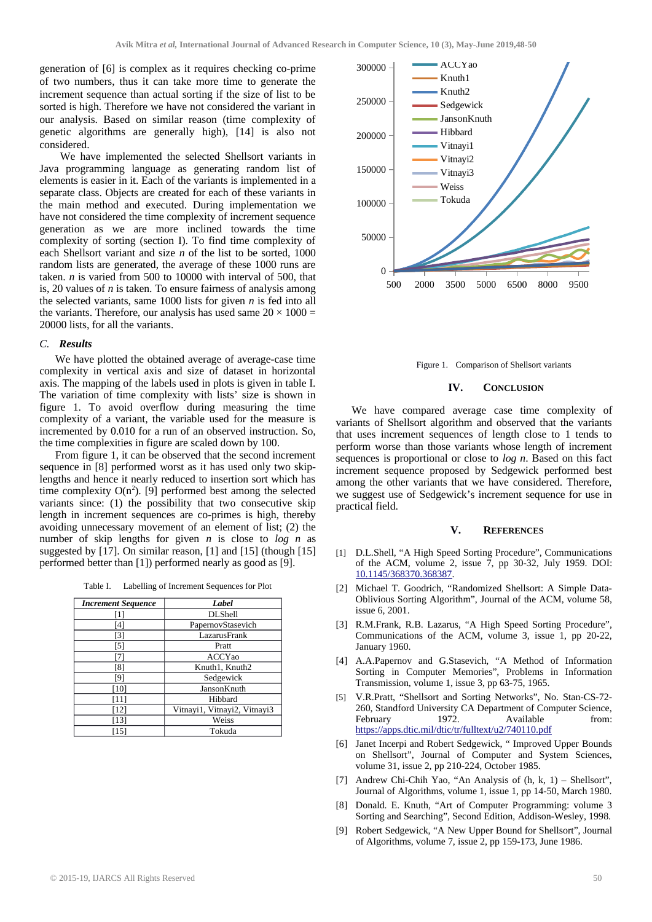generation of [6] is complex as it requires checking co-prime of two numbers, thus it can take more time to generate the increment sequence than actual sorting if the size of list to be sorted is high. Therefore we have not considered the variant in our analysis. Based on similar reason (time complexity of genetic algorithms are generally high), [14] is also not considered.

We have implemented the selected Shellsort variants in Java programming language as generating random list of elements is easier in it. Each of the variants is implemented in a separate class. Objects are created for each of these variants in the main method and executed. During implementation we have not considered the time complexity of increment sequence generation as we are more inclined towards the time complexity of sorting (section I). To find time complexity of each Shellsort variant and size *n* of the list to be sorted, 1000 random lists are generated, the average of these 1000 runs are taken. *n* is varied from 500 to 10000 with interval of 500, that is, 20 values of *n* is taken. To ensure fairness of analysis among the selected variants, same 1000 lists for given *n* is fed into all the variants. Therefore, our analysis has used same $20 \times 1000 = 20000$ lists, for all the variants.

### C. *Results*

We have plotted the obtained average of average-case time complexity in vertical axis and size of dataset in horizontal axis. The mapping of the labels used in plots is given in table I. The variation of time complexity with lists' size is shown in figure 1. To avoid overflow during measuring the time complexity of a variant, the variable used for the measure is incremented by 0.010 for a run of an observed instruction. So, the time complexities in figure are scaled down by 100.

From figure 1, it can be observed that the second increment sequence in [8] performed worst as it has used only two skip-lengths and hence it nearly reduced to insertion sort which has time complexity $O(n^2)$. [9] performed best among the selected variants since: (1) the possibility that two consecutive skip length in increment sequences are co-primes is high, thereby avoiding unnecessary movement of an element of list; (2) the number of skip lengths for given *n* is close to *log n* as suggested by [17]. On similar reason, [1] and [15] (though [15] performed better than [1]) performed nearly as good as [9].

Table I. Labelling of Increment Sequences for Plot

| ***Increment Sequence*** | ***Label*** |
|---|---|
| [1] | DLShell |
| [4] | PapernovStasevich |
| [3] | LazarusFrank |
| [5] | Pratt |
| [7] | ACCYao |
| [8] | Knuth1, Knuth2 |
| [9] | Sedgewick |
| [10] | JansonKnuth |
| [11] | Hibbard |
| [12] | Vitnayi1, Vitnayi2, Vitnayi3 |
| [13] | Weiss |
| [15] | Tokuda |

Figure 1. Comparison of Shellsort variants

## IV. Conclusion

We have compared average case time complexity of variants of Shellsort algorithm and observed that the variants that uses increment sequences of length close to 1 tends to perform worse than those variants whose length of increment sequences is proportional or close to *log n*. Based on this fact increment sequence proposed by Sedgewick performed best among the other variants that we have considered. Therefore, we suggest use of Sedgewick's increment sequence for use in practical field.

## V. References

[1] D.L.Shell, "A High Speed Sorting Procedure", Communications of the ACM, volume 2, issue 7, pp 30-32, July 1959. DOI: 10.1145/368370.368387.

[2] Michael T. Goodrich, "Randomized Shellsort: A Simple Data-Oblivious Sorting Algorithm", Journal of the ACM, volume 58, issue 6, 2001.

[3] R.M.Frank, R.B. Lazarus, "A High Speed Sorting Procedure", Communications of the ACM, volume 3, issue 1, pp 20-22, January 1960.

[4] A.A.Papernov and G.Stasevich, "A Method of Information Sorting in Computer Memories", Problems in Information Transmission, volume 1, issue 3, pp 63-75, 1965.

[5] V.R.Pratt, "Shellsort and Sorting Networks", No. Stan-CS-72-260, Standford University CA Department of Computer Science, February 1972. Available from: https://apps.dtic.mil/dtic/tr/fulltext/u2/740110.pdf

[6] Janet Incerpi and Robert Sedgewick, " Improved Upper Bounds on Shellsort", Journal of Computer and System Sciences, volume 31, issue 2, pp 210-224, October 1985.

[7] Andrew Chi-Chih Yao, "An Analysis of (h, k, 1) – Shellsort", Journal of Algorithms, volume 1, issue 1, pp 14-50, March 1980.

[8] Donald. E. Knuth, "Art of Computer Programming: volume 3 Sorting and Searching", Second Edition, Addison-Wesley, 1998.

[9] Robert Sedgewick, "A New Upper Bound for Shellsort", Journal of Algorithms, volume 7, issue 2, pp 159-173, June 1986.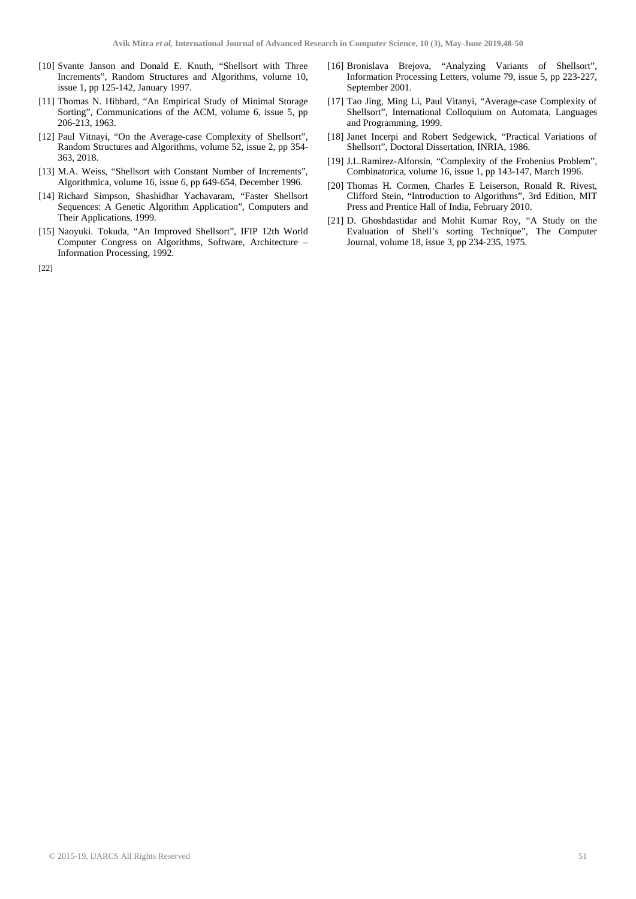[10] Svante Janson and Donald E. Knuth, "Shellsort with Three Increments", Random Structures and Algorithms, volume 10, issue 1, pp 125-142, January 1997.

[11] Thomas N. Hibbard, "An Empirical Study of Minimal Storage Sorting", Communications of the ACM, volume 6, issue 5, pp 206-213, 1963.

[12] Paul Vitnayi, "On the Average-case Complexity of Shellsort", Random Structures and Algorithms, volume 52, issue 2, pp 354-363, 2018.

[13] M.A. Weiss, "Shellsort with Constant Number of Increments", Algorithmica, volume 16, issue 6, pp 649-654, December 1996.

[14] Richard Simpson, Shashidhar Yachavaram, "Faster Shellsort Sequences: A Genetic Algorithm Application", Computers and Their Applications, 1999.

[15] Naoyuki. Tokuda, "An Improved Shellsort", IFIP 12th World Computer Congress on Algorithms, Software, Architecture – Information Processing, 1992.

[22]

[16] Bronislava Brejova, "Analyzing Variants of Shellsort", Information Processing Letters, volume 79, issue 5, pp 223-227, September 2001.

[17] Tao Jing, Ming Li, Paul Vitanyi, "Average-case Complexity of Shellsort", International Colloquium on Automata, Languages and Programming, 1999.

[18] Janet Incerpi and Robert Sedgewick, "Practical Variations of Shellsort", Doctoral Dissertation, INRIA, 1986.

[19] J.L.Ramirez-Alfonsin, "Complexity of the Frobenius Problem", Combinatorica, volume 16, issue 1, pp 143-147, March 1996.

[20] Thomas H. Cormen, Charles E Leiserson, Ronald R. Rivest, Clifford Stein, "Introduction to Algorithms", 3rd Edition, MIT Press and Prentice Hall of India, February 2010.

[21] D. Ghoshdastidar and Mohit Kumar Roy, "A Study on the Evaluation of Shell's sorting Technique", The Computer Journal, volume 18, issue 3, pp 234-235, 1975.